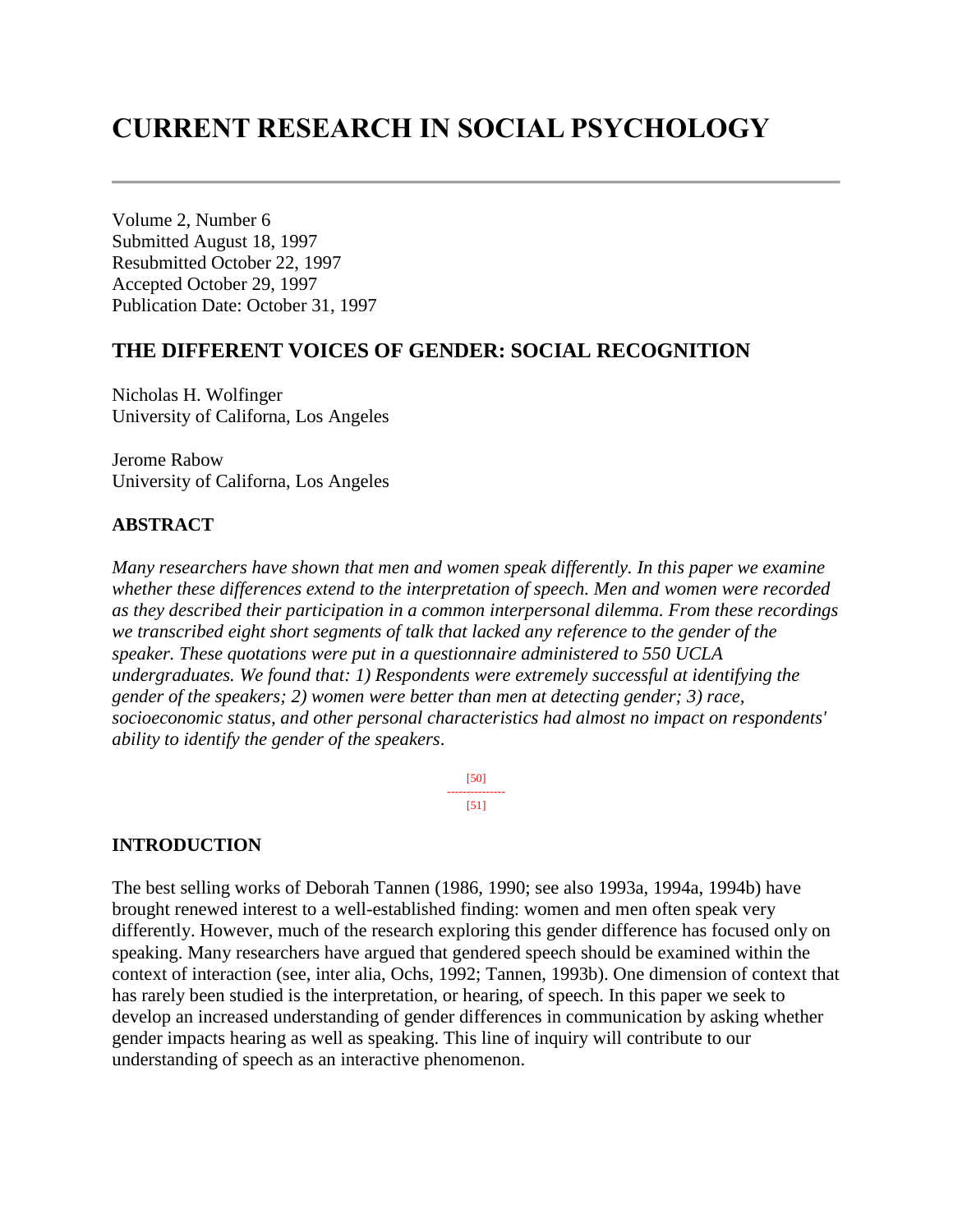# CURRENT RESEARCH IN SOCIAL PSYCHOLOGY

---

Volume 2, Number 6
Submitted August 18, 1997
Resubmitted October 22, 1997
Accepted October 29, 1997
Publication Date: October 31, 1997

## THE DIFFERENT VOICES OF GENDER: SOCIAL RECOGNITION

Nicholas H. Wolfinger
University of Californa, Los Angeles

Jerome Rabow
University of Californa, Los Angeles

### ABSTRACT

*Many researchers have shown that men and women speak differently. In this paper we examine whether these differences extend to the interpretation of speech. Men and women were recorded as they described their participation in a common interpersonal dilemma. From these recordings we transcribed eight short segments of talk that lacked any reference to the gender of the speaker. These quotations were put in a questionnaire administered to 550 UCLA undergraduates. We found that: 1) Respondents were extremely successful at identifying the gender of the speakers; 2) women were better than men at detecting gender; 3) race, socioeconomic status, and other personal characteristics had almost no impact on respondents' ability to identify the gender of the speakers.*

### INTRODUCTION

The best selling works of Deborah Tannen (1986, 1990; see also 1993a, 1994a, 1994b) have brought renewed interest to a well-established finding: women and men often speak very differently. However, much of the research exploring this gender difference has focused only on speaking. Many researchers have argued that gendered speech should be examined within the context of interaction (see, inter alia, Ochs, 1992; Tannen, 1993b). One dimension of context that has rarely been studied is the interpretation, or hearing, of speech. In this paper we seek to develop an increased understanding of gender differences in communication by asking whether gender impacts hearing as well as speaking. This line of inquiry will contribute to our understanding of speech as an interactive phenomenon.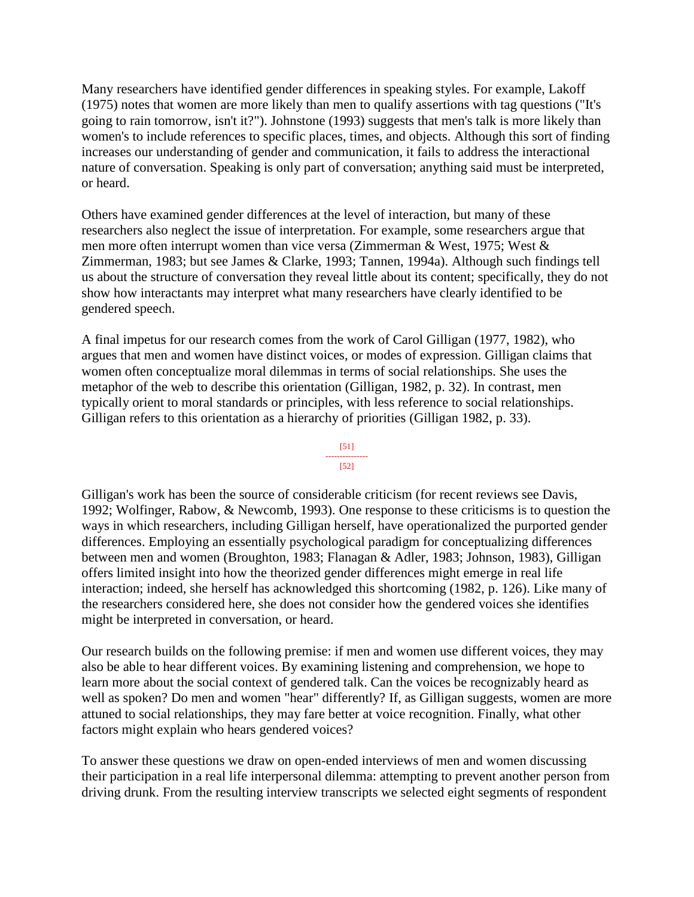Many researchers have identified gender differences in speaking styles. For example, Lakoff (1975) notes that women are more likely than men to qualify assertions with tag questions ("It's going to rain tomorrow, isn't it?"). Johnstone (1993) suggests that men's talk is more likely than women's to include references to specific places, times, and objects. Although this sort of finding increases our understanding of gender and communication, it fails to address the interactional nature of conversation. Speaking is only part of conversation; anything said must be interpreted, or heard.

Others have examined gender differences at the level of interaction, but many of these researchers also neglect the issue of interpretation. For example, some researchers argue that men more often interrupt women than vice versa (Zimmerman & West, 1975; West & Zimmerman, 1983; but see James & Clarke, 1993; Tannen, 1994a). Although such findings tell us about the structure of conversation they reveal little about its content; specifically, they do not show how interactants may interpret what many researchers have clearly identified to be gendered speech.

A final impetus for our research comes from the work of Carol Gilligan (1977, 1982), who argues that men and women have distinct voices, or modes of expression. Gilligan claims that women often conceptualize moral dilemmas in terms of social relationships. She uses the metaphor of the web to describe this orientation (Gilligan, 1982, p. 32). In contrast, men typically orient to moral standards or principles, with less reference to social relationships. Gilligan refers to this orientation as a hierarchy of priorities (Gilligan 1982, p. 33).

Gilligan's work has been the source of considerable criticism (for recent reviews see Davis, 1992; Wolfinger, Rabow, & Newcomb, 1993). One response to these criticisms is to question the ways in which researchers, including Gilligan herself, have operationalized the purported gender differences. Employing an essentially psychological paradigm for conceptualizing differences between men and women (Broughton, 1983; Flanagan & Adler, 1983; Johnson, 1983), Gilligan offers limited insight into how the theorized gender differences might emerge in real life interaction; indeed, she herself has acknowledged this shortcoming (1982, p. 126). Like many of the researchers considered here, she does not consider how the gendered voices she identifies might be interpreted in conversation, or heard.

Our research builds on the following premise: if men and women use different voices, they may also be able to hear different voices. By examining listening and comprehension, we hope to learn more about the social context of gendered talk. Can the voices be recognizably heard as well as spoken? Do men and women "hear" differently? If, as Gilligan suggests, women are more attuned to social relationships, they may fare better at voice recognition. Finally, what other factors might explain who hears gendered voices?

To answer these questions we draw on open-ended interviews of men and women discussing their participation in a real life interpersonal dilemma: attempting to prevent another person from driving drunk. From the resulting interview transcripts we selected eight segments of respondent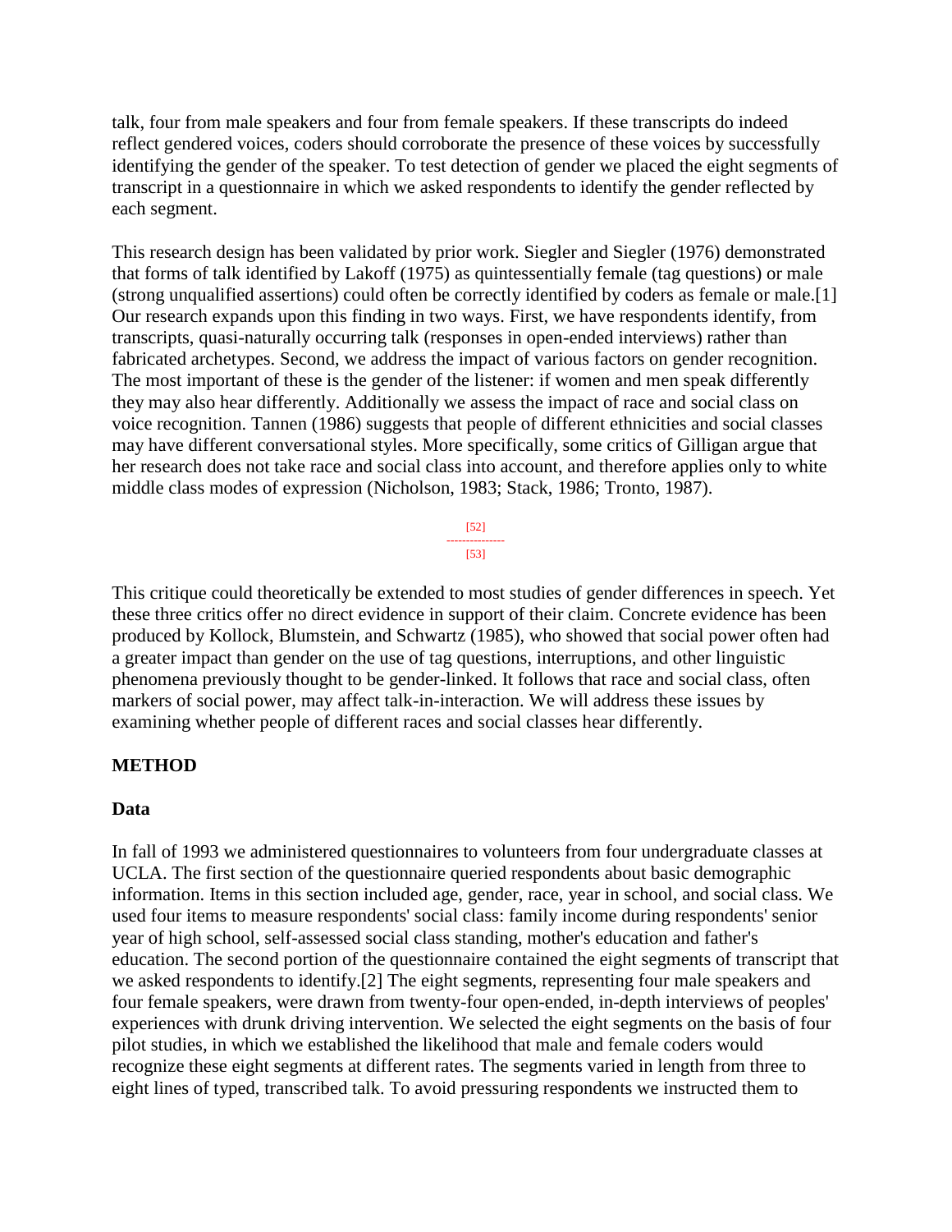talk, four from male speakers and four from female speakers. If these transcripts do indeed reflect gendered voices, coders should corroborate the presence of these voices by successfully identifying the gender of the speaker. To test detection of gender we placed the eight segments of transcript in a questionnaire in which we asked respondents to identify the gender reflected by each segment.

This research design has been validated by prior work. Siegler and Siegler (1976) demonstrated that forms of talk identified by Lakoff (1975) as quintessentially female (tag questions) or male (strong unqualified assertions) could often be correctly identified by coders as female or male.[1] Our research expands upon this finding in two ways. First, we have respondents identify, from transcripts, quasi-naturally occurring talk (responses in open-ended interviews) rather than fabricated archetypes. Second, we address the impact of various factors on gender recognition. The most important of these is the gender of the listener: if women and men speak differently they may also hear differently. Additionally we assess the impact of race and social class on voice recognition. Tannen (1986) suggests that people of different ethnicities and social classes may have different conversational styles. More specifically, some critics of Gilligan argue that her research does not take race and social class into account, and therefore applies only to white middle class modes of expression (Nicholson, 1983; Stack, 1986; Tronto, 1987).

This critique could theoretically be extended to most studies of gender differences in speech. Yet these three critics offer no direct evidence in support of their claim. Concrete evidence has been produced by Kollock, Blumstein, and Schwartz (1985), who showed that social power often had a greater impact than gender on the use of tag questions, interruptions, and other linguistic phenomena previously thought to be gender-linked. It follows that race and social class, often markers of social power, may affect talk-in-interaction. We will address these issues by examining whether people of different races and social classes hear differently.

## METHOD

### Data

In fall of 1993 we administered questionnaires to volunteers from four undergraduate classes at UCLA. The first section of the questionnaire queried respondents about basic demographic information. Items in this section included age, gender, race, year in school, and social class. We used four items to measure respondents' social class: family income during respondents' senior year of high school, self-assessed social class standing, mother's education and father's education. The second portion of the questionnaire contained the eight segments of transcript that we asked respondents to identify.[2] The eight segments, representing four male speakers and four female speakers, were drawn from twenty-four open-ended, in-depth interviews of peoples' experiences with drunk driving intervention. We selected the eight segments on the basis of four pilot studies, in which we established the likelihood that male and female coders would recognize these eight segments at different rates. The segments varied in length from three to eight lines of typed, transcribed talk. To avoid pressuring respondents we instructed them to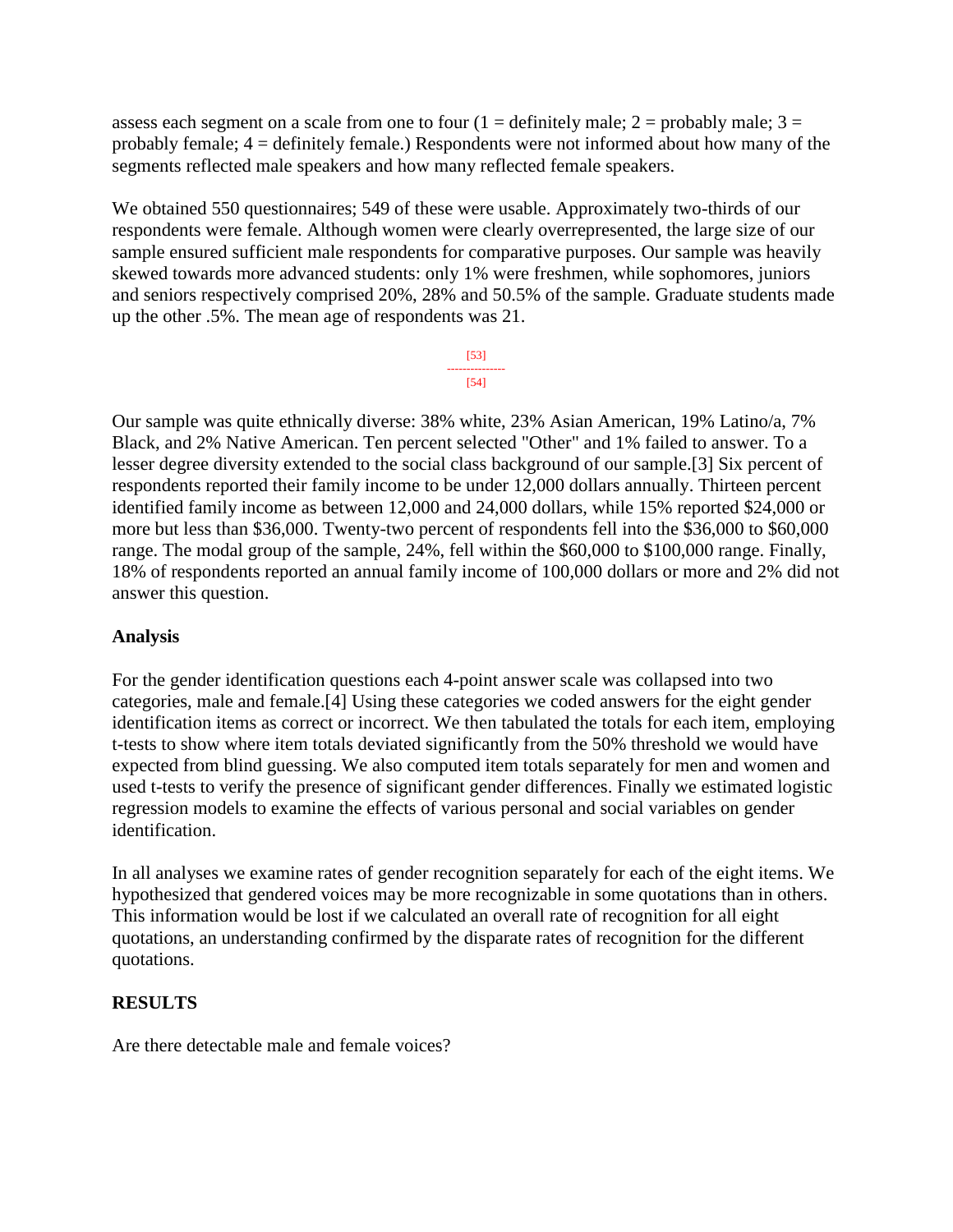assess each segment on a scale from one to four (1 = definitely male; 2 = probably male; 3 = probably female; 4 = definitely female.) Respondents were not informed about how many of the segments reflected male speakers and how many reflected female speakers.

We obtained 550 questionnaires; 549 of these were usable. Approximately two-thirds of our respondents were female. Although women were clearly overrepresented, the large size of our sample ensured sufficient male respondents for comparative purposes. Our sample was heavily skewed towards more advanced students: only 1% were freshmen, while sophomores, juniors and seniors respectively comprised 20%, 28% and 50.5% of the sample. Graduate students made up the other .5%. The mean age of respondents was 21.

Our sample was quite ethnically diverse: 38% white, 23% Asian American, 19% Latino/a, 7% Black, and 2% Native American. Ten percent selected "Other" and 1% failed to answer. To a lesser degree diversity extended to the social class background of our sample.[3] Six percent of respondents reported their family income to be under 12,000 dollars annually. Thirteen percent identified family income as between 12,000 and 24,000 dollars, while 15% reported $24,000 or more but less than $36,000. Twenty-two percent of respondents fell into the $36,000 to $60,000 range. The modal group of the sample, 24%, fell within the $60,000 to $100,000 range. Finally, 18% of respondents reported an annual family income of 100,000 dollars or more and 2% did not answer this question.

**Analysis**

For the gender identification questions each 4-point answer scale was collapsed into two categories, male and female.[4] Using these categories we coded answers for the eight gender identification items as correct or incorrect. We then tabulated the totals for each item, employing t-tests to show where item totals deviated significantly from the 50% threshold we would have expected from blind guessing. We also computed item totals separately for men and women and used t-tests to verify the presence of significant gender differences. Finally we estimated logistic regression models to examine the effects of various personal and social variables on gender identification.

In all analyses we examine rates of gender recognition separately for each of the eight items. We hypothesized that gendered voices may be more recognizable in some quotations than in others. This information would be lost if we calculated an overall rate of recognition for all eight quotations, an understanding confirmed by the disparate rates of recognition for the different quotations.

**RESULTS**

Are there detectable male and female voices?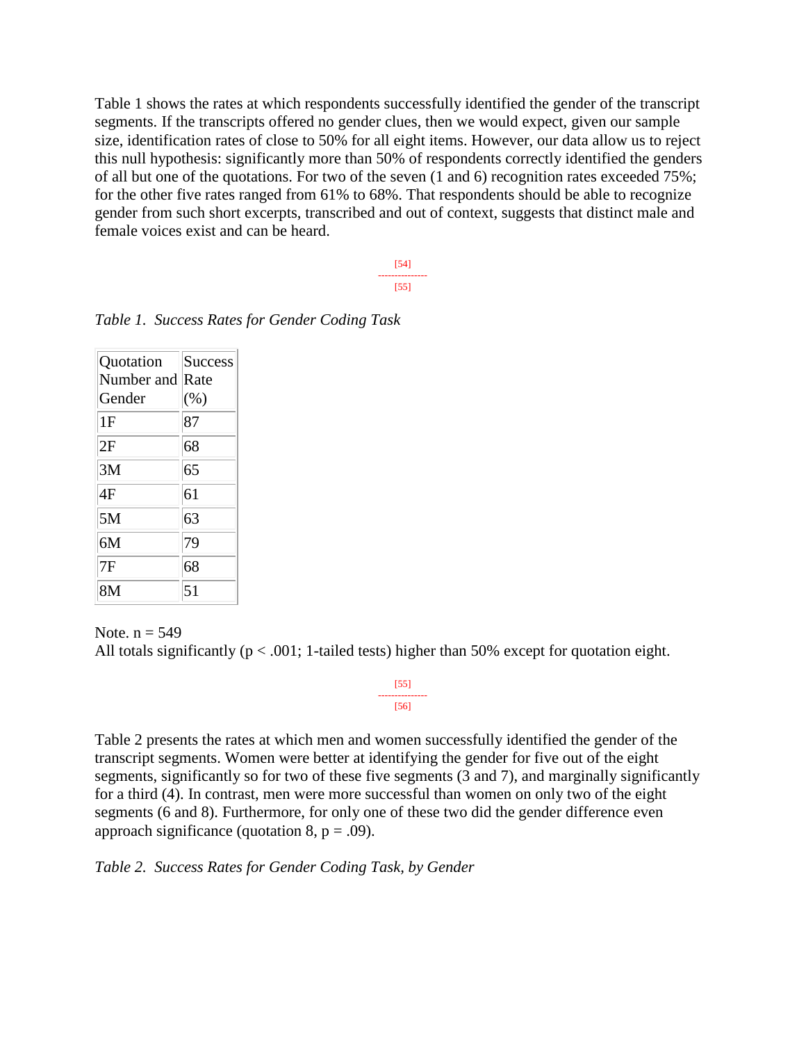Table 1 shows the rates at which respondents successfully identified the gender of the transcript segments. If the transcripts offered no gender clues, then we would expect, given our sample size, identification rates of close to 50% for all eight items. However, our data allow us to reject this null hypothesis: significantly more than 50% of respondents correctly identified the genders of all but one of the quotations. For two of the seven (1 and 6) recognition rates exceeded 75%; for the other five rates ranged from 61% to 68%. That respondents should be able to recognize gender from such short excerpts, transcribed and out of context, suggests that distinct male and female voices exist and can be heard.

*Table 1. Success Rates for Gender Coding Task*

| Quotation Number and Gender | Success Rate (%) |
|---|---|
| 1F | 87 |
| 2F | 68 |
| 3M | 65 |
| 4F | 61 |
| 5M | 63 |
| 6M | 79 |
| 7F | 68 |
| 8M | 51 |

Note. $n = 549$
All totals significantly ($p < .001$; 1-tailed tests) higher than 50% except for quotation eight.

Table 2 presents the rates at which men and women successfully identified the gender of the transcript segments. Women were better at identifying the gender for five out of the eight segments, significantly so for two of these five segments (3 and 7), and marginally significantly for a third (4). In contrast, men were more successful than women on only two of the eight segments (6 and 8). Furthermore, for only one of these two did the gender difference even approach significance (quotation 8, $p = .09$).

*Table 2. Success Rates for Gender Coding Task, by Gender*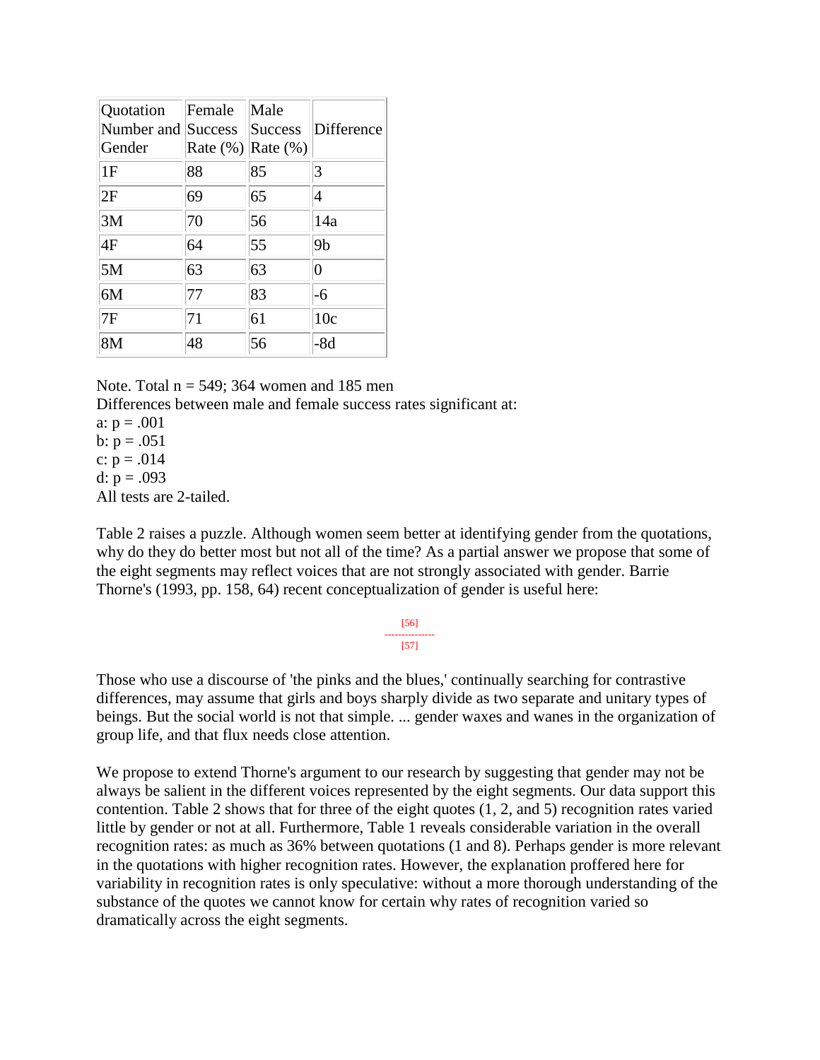| Quotation Number and Gender | Female Success Rate (%) | Male Success Rate (%) | Difference |
|---|---|---|---|
| 1F | 88 | 85 | 3 |
| 2F | 69 | 65 | 4 |
| 3M | 70 | 56 | 14a |
| 4F | 64 | 55 | 9b |
| 5M | 63 | 63 | 0 |
| 6M | 77 | 83 | -6 |
| 7F | 71 | 61 | 10c |
| 8M | 48 | 56 | -8d |

Note. Total n = 549; 364 women and 185 men
Differences between male and female success rates significant at:
a: $p = .001$
b: $p = .051$
c: $p = .014$
d: $p = .093$
All tests are 2-tailed.

Table 2 raises a puzzle. Although women seem better at identifying gender from the quotations, why do they do better most but not all of the time? As a partial answer we propose that some of the eight segments may reflect voices that are not strongly associated with gender. Barrie Thorne's (1993, pp. 158, 64) recent conceptualization of gender is useful here:

Those who use a discourse of 'the pinks and the blues,' continually searching for contrastive differences, may assume that girls and boys sharply divide as two separate and unitary types of beings. But the social world is not that simple. ... gender waxes and wanes in the organization of group life, and that flux needs close attention.

We propose to extend Thorne's argument to our research by suggesting that gender may not be always be salient in the different voices represented by the eight segments. Our data support this contention. Table 2 shows that for three of the eight quotes (1, 2, and 5) recognition rates varied little by gender or not at all. Furthermore, Table 1 reveals considerable variation in the overall recognition rates: as much as 36% between quotations (1 and 8). Perhaps gender is more relevant in the quotations with higher recognition rates. However, the explanation proffered here for variability in recognition rates is only speculative: without a more thorough understanding of the substance of the quotes we cannot know for certain why rates of recognition varied so dramatically across the eight segments.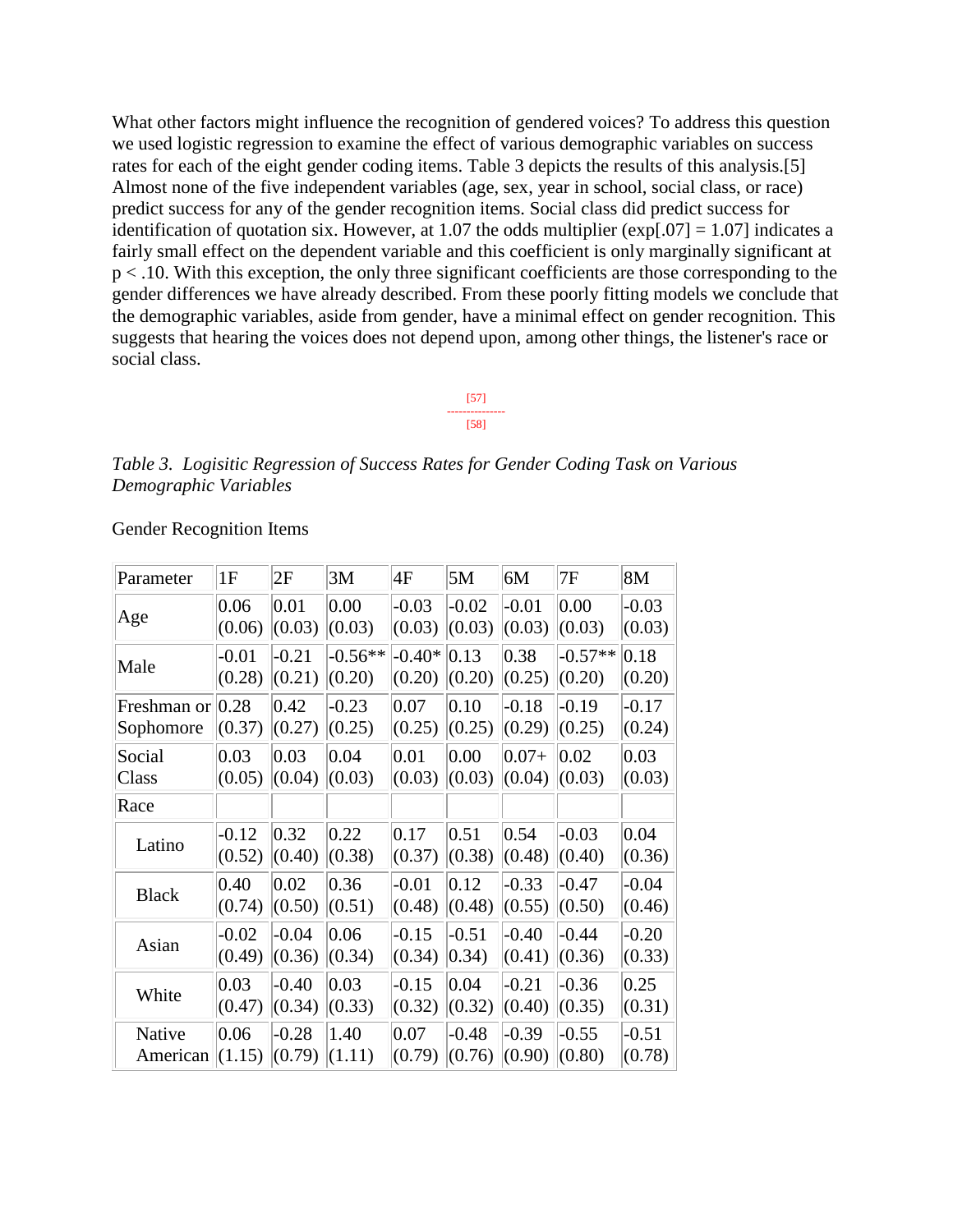What other factors might influence the recognition of gendered voices? To address this question we used logistic regression to examine the effect of various demographic variables on success rates for each of the eight gender coding items. Table 3 depicts the results of this analysis.[5] Almost none of the five independent variables (age, sex, year in school, social class, or race) predict success for any of the gender recognition items. Social class did predict success for identification of quotation six. However, at 1.07 the odds multiplier (exp[.07] = 1.07] indicates a fairly small effect on the dependent variable and this coefficient is only marginally significant at $p < .10$. With this exception, the only three significant coefficients are those corresponding to the gender differences we have already described. From these poorly fitting models we conclude that the demographic variables, aside from gender, have a minimal effect on gender recognition. This suggests that hearing the voices does not depend upon, among other things, the listener's race or social class.

[57]
---------------
[58]

*Table 3. Logisitic Regression of Success Rates for Gender Coding Task on Various Demographic Variables*

Gender Recognition Items

| Parameter | 1F | 2F | 3M | 4F | 5M | 6M | 7F | 8M |
|---|---|---|---|---|---|---|---|---|
| Age | 0.06 (0.06) | 0.01 (0.03) | 0.00 (0.03) | -0.03 (0.03) | -0.02 (0.03) | -0.01 (0.03) | 0.00 (0.03) | -0.03 (0.03) |
| Male | -0.01 (0.28) | -0.21 (0.21) | -0.56** (0.20) | -0.40* (0.20) | 0.13 (0.20) | 0.38 (0.25) | -0.57** (0.20) | 0.18 (0.20) |
| Freshman or Sophomore | 0.28 (0.37) | 0.42 (0.27) | -0.23 (0.25) | 0.07 (0.25) | 0.10 (0.25) | -0.18 (0.29) | -0.19 (0.25) | -0.17 (0.24) |
| Social Class | 0.03 (0.05) | 0.03 (0.04) | 0.04 (0.03) | 0.01 (0.03) | 0.00 (0.03) | 0.07+ (0.04) | 0.02 (0.03) | 0.03 (0.03) |
| Race | | | | | | | | |
| Latino | -0.12 (0.52) | 0.32 (0.40) | 0.22 (0.38) | 0.17 (0.37) | 0.51 (0.38) | 0.54 (0.48) | -0.03 (0.40) | 0.04 (0.36) |
| Black | 0.40 (0.74) | 0.02 (0.50) | 0.36 (0.51) | -0.01 (0.48) | 0.12 (0.48) | -0.33 (0.55) | -0.47 (0.50) | -0.04 (0.46) |
| Asian | -0.02 (0.49) | -0.04 (0.36) | 0.06 (0.34) | -0.15 (0.34) | -0.51 0.34) | -0.40 (0.41) | -0.44 (0.36) | -0.20 (0.33) |
| White | 0.03 (0.47) | -0.40 (0.34) | 0.03 (0.33) | -0.15 (0.32) | 0.04 (0.32) | -0.21 (0.40) | -0.36 (0.35) | 0.25 (0.31) |
| Native American | 0.06 (1.15) | -0.28 (0.79) | 1.40 (1.11) | 0.07 (0.79) | -0.48 (0.76) | -0.39 (0.90) | -0.55 (0.80) | -0.51 (0.78) |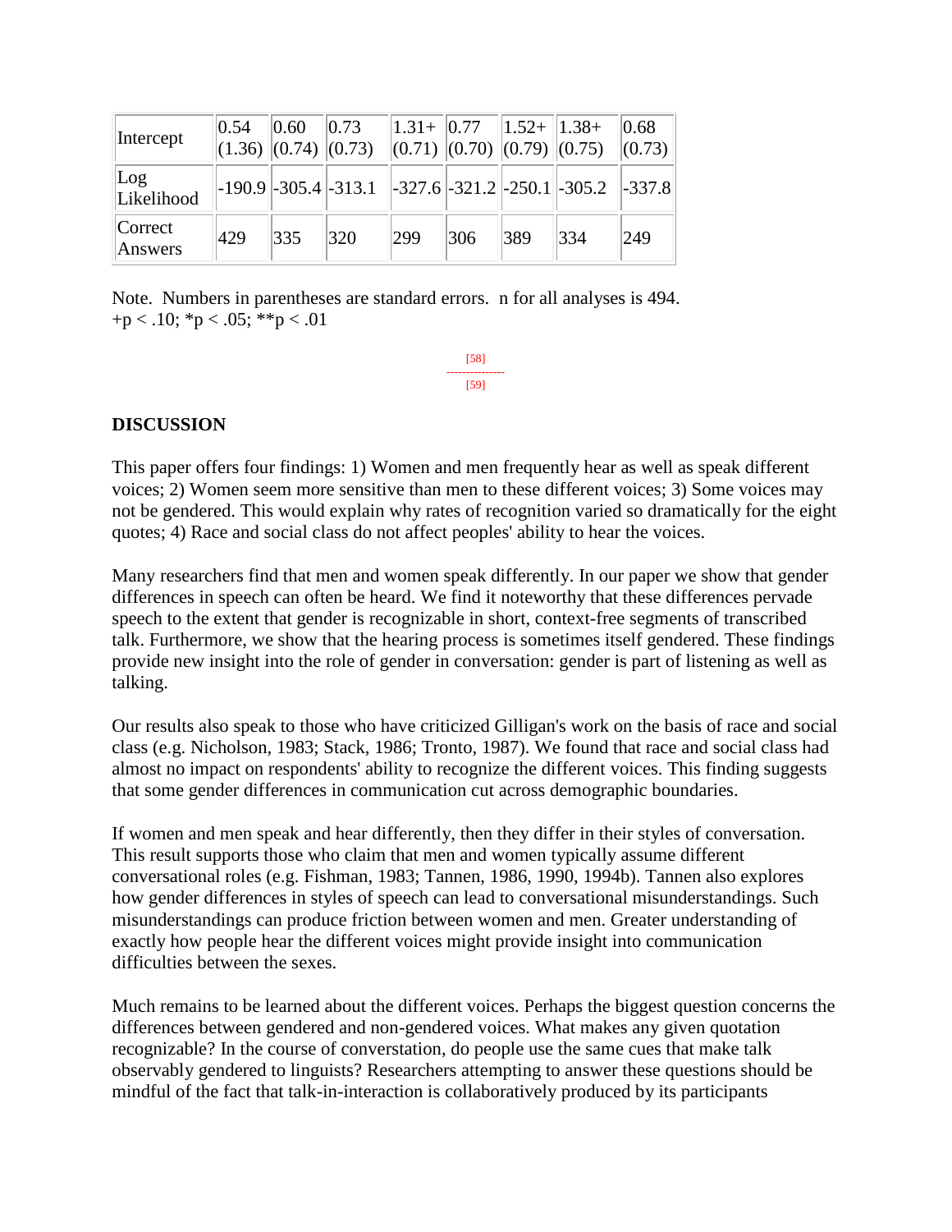| Intercept | 0.54 (1.36) | 0.60 (0.74) | 0.73 (0.73) | 1.31+ (0.71) | 0.77 (0.70) | 1.52+ (0.79) | 1.38+ (0.75) | 0.68 (0.73) |
|---|---|---|---|---|---|---|---|---|
| Log Likelihood | -190.9 | -305.4 | -313.1 | -327.6 | -321.2 | -250.1 | -305.2 | -337.8 |
| Correct Answers | 429 | 335 | 320 | 299 | 306 | 389 | 334 | 249 |

Note. Numbers in parentheses are standard errors. n for all analyses is 494.
+p < .10; *p < .05; **p < .01

[58]

[59]

## DISCUSSION

This paper offers four findings: 1) Women and men frequently hear as well as speak different voices; 2) Women seem more sensitive than men to these different voices; 3) Some voices may not be gendered. This would explain why rates of recognition varied so dramatically for the eight quotes; 4) Race and social class do not affect peoples' ability to hear the voices.

Many researchers find that men and women speak differently. In our paper we show that gender differences in speech can often be heard. We find it noteworthy that these differences pervade speech to the extent that gender is recognizable in short, context-free segments of transcribed talk. Furthermore, we show that the hearing process is sometimes itself gendered. These findings provide new insight into the role of gender in conversation: gender is part of listening as well as talking.

Our results also speak to those who have criticized Gilligan's work on the basis of race and social class (e.g. Nicholson, 1983; Stack, 1986; Tronto, 1987). We found that race and social class had almost no impact on respondents' ability to recognize the different voices. This finding suggests that some gender differences in communication cut across demographic boundaries.

If women and men speak and hear differently, then they differ in their styles of conversation. This result supports those who claim that men and women typically assume different conversational roles (e.g. Fishman, 1983; Tannen, 1986, 1990, 1994b). Tannen also explores how gender differences in styles of speech can lead to conversational misunderstandings. Such misunderstandings can produce friction between women and men. Greater understanding of exactly how people hear the different voices might provide insight into communication difficulties between the sexes.

Much remains to be learned about the different voices. Perhaps the biggest question concerns the differences between gendered and non-gendered voices. What makes any given quotation recognizable? In the course of converstation, do people use the same cues that make talk observably gendered to linguists? Researchers attempting to answer these questions should be mindful of the fact that talk-in-interaction is collaboratively produced by its participants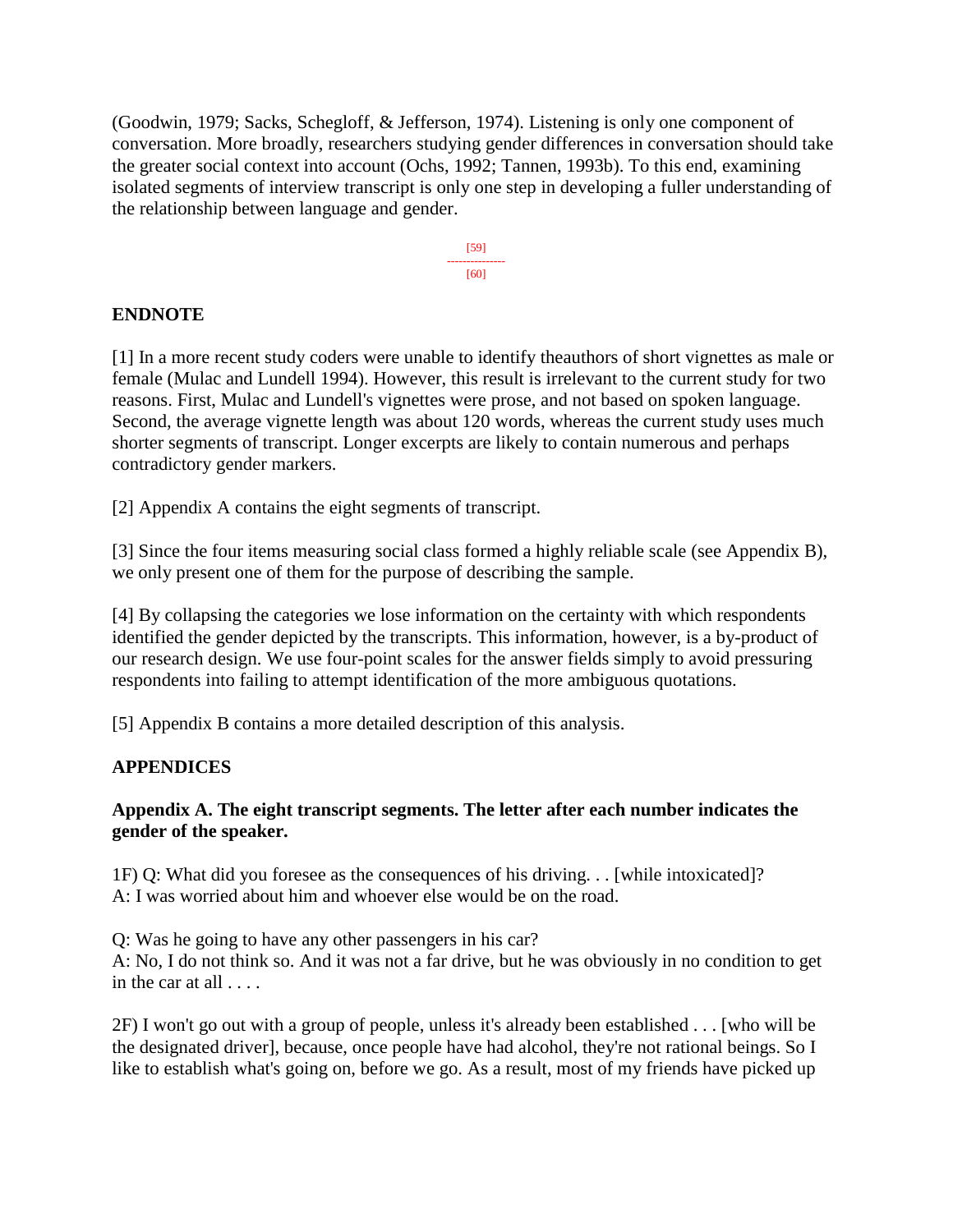(Goodwin, 1979; Sacks, Schegloff, & Jefferson, 1974). Listening is only one component of conversation. More broadly, researchers studying gender differences in conversation should take the greater social context into account (Ochs, 1992; Tannen, 1993b). To this end, examining isolated segments of interview transcript is only one step in developing a fuller understanding of the relationship between language and gender.

[59]
---------------
[60]

### ENDNOTE

[1] In a more recent study coders were unable to identify theauthors of short vignettes as male or female (Mulac and Lundell 1994). However, this result is irrelevant to the current study for two reasons. First, Mulac and Lundell's vignettes were prose, and not based on spoken language. Second, the average vignette length was about 120 words, whereas the current study uses much shorter segments of transcript. Longer excerpts are likely to contain numerous and perhaps contradictory gender markers.

[2] Appendix A contains the eight segments of transcript.

[3] Since the four items measuring social class formed a highly reliable scale (see Appendix B), we only present one of them for the purpose of describing the sample.

[4] By collapsing the categories we lose information on the certainty with which respondents identified the gender depicted by the transcripts. This information, however, is a by-product of our research design. We use four-point scales for the answer fields simply to avoid pressuring respondents into failing to attempt identification of the more ambiguous quotations.

[5] Appendix B contains a more detailed description of this analysis.

### APPENDICES

#### Appendix A. The eight transcript segments. The letter after each number indicates the gender of the speaker.

1F) Q: What did you foresee as the consequences of his driving. . . [while intoxicated]?
A: I was worried about him and whoever else would be on the road.

Q: Was he going to have any other passengers in his car?
A: No, I do not think so. And it was not a far drive, but he was obviously in no condition to get in the car at all . . . .

2F) I won't go out with a group of people, unless it's already been established . . . [who will be the designated driver], because, once people have had alcohol, they're not rational beings. So I like to establish what's going on, before we go. As a result, most of my friends have picked up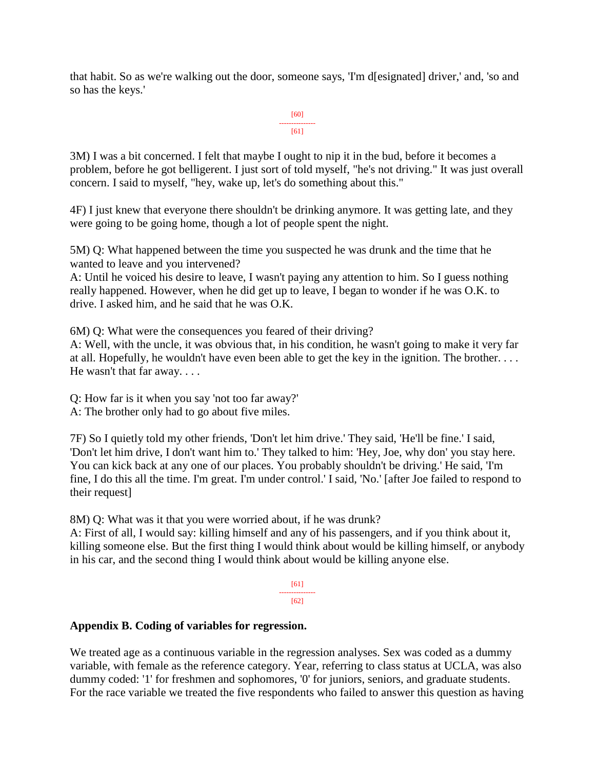that habit. So as we're walking out the door, someone says, 'I'm d[esignated] driver,' and, 'so and so has the keys.'

3M) I was a bit concerned. I felt that maybe I ought to nip it in the bud, before it becomes a problem, before he got belligerent. I just sort of told myself, "he's not driving." It was just overall concern. I said to myself, "hey, wake up, let's do something about this."

4F) I just knew that everyone there shouldn't be drinking anymore. It was getting late, and they were going to be going home, though a lot of people spent the night.

5M) Q: What happened between the time you suspected he was drunk and the time that he wanted to leave and you intervened?
A: Until he voiced his desire to leave, I wasn't paying any attention to him. So I guess nothing really happened. However, when he did get up to leave, I began to wonder if he was O.K. to drive. I asked him, and he said that he was O.K.

6M) Q: What were the consequences you feared of their driving?
A: Well, with the uncle, it was obvious that, in his condition, he wasn't going to make it very far at all. Hopefully, he wouldn't have even been able to get the key in the ignition. The brother. . . . He wasn't that far away. . . .

Q: How far is it when you say 'not too far away?'
A: The brother only had to go about five miles.

7F) So I quietly told my other friends, 'Don't let him drive.' They said, 'He'll be fine.' I said, 'Don't let him drive, I don't want him to.' They talked to him: 'Hey, Joe, why don' you stay here. You can kick back at any one of our places. You probably shouldn't be driving.' He said, 'I'm fine, I do this all the time. I'm great. I'm under control.' I said, 'No.' [after Joe failed to respond to their request]

8M) Q: What was it that you were worried about, if he was drunk?
A: First of all, I would say: killing himself and any of his passengers, and if you think about it, killing someone else. But the first thing I would think about would be killing himself, or anybody in his car, and the second thing I would think about would be killing anyone else.

## Appendix B. Coding of variables for regression.

We treated age as a continuous variable in the regression analyses. Sex was coded as a dummy variable, with female as the reference category. Year, referring to class status at UCLA, was also dummy coded: '1' for freshmen and sophomores, '0' for juniors, seniors, and graduate students. For the race variable we treated the five respondents who failed to answer this question as having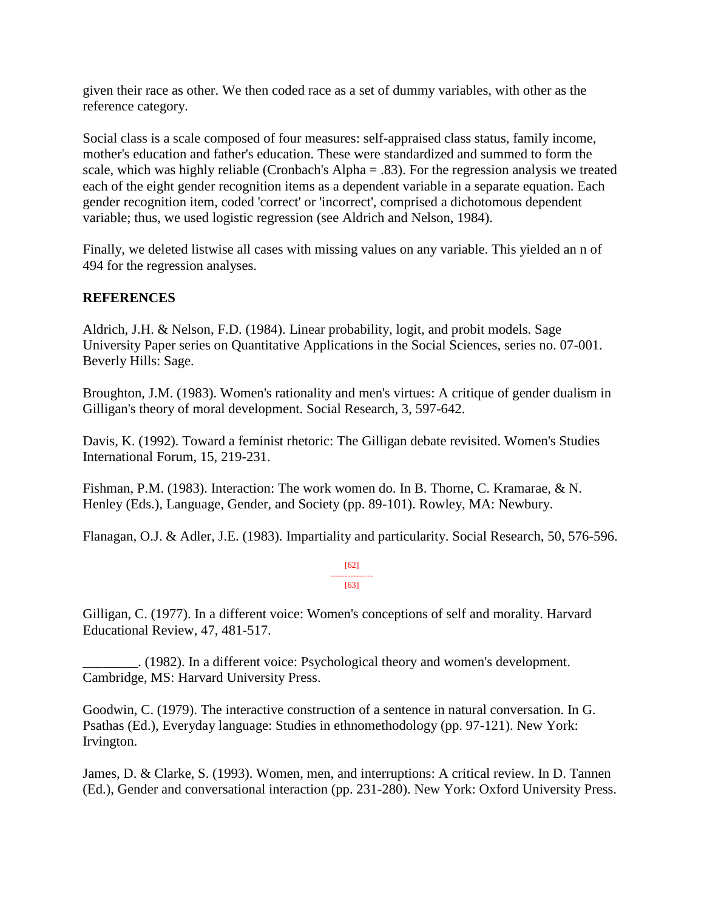given their race as other. We then coded race as a set of dummy variables, with other as the reference category.

Social class is a scale composed of four measures: self-appraised class status, family income, mother's education and father's education. These were standardized and summed to form the scale, which was highly reliable (Cronbach's Alpha = .83). For the regression analysis we treated each of the eight gender recognition items as a dependent variable in a separate equation. Each gender recognition item, coded 'correct' or 'incorrect', comprised a dichotomous dependent variable; thus, we used logistic regression (see Aldrich and Nelson, 1984).

Finally, we deleted listwise all cases with missing values on any variable. This yielded an n of 494 for the regression analyses.

**REFERENCES**

Aldrich, J.H. & Nelson, F.D. (1984). Linear probability, logit, and probit models. Sage University Paper series on Quantitative Applications in the Social Sciences, series no. 07-001. Beverly Hills: Sage.

Broughton, J.M. (1983). Women's rationality and men's virtues: A critique of gender dualism in Gilligan's theory of moral development. Social Research, 3, 597-642.

Davis, K. (1992). Toward a feminist rhetoric: The Gilligan debate revisited. Women's Studies International Forum, 15, 219-231.

Fishman, P.M. (1983). Interaction: The work women do. In B. Thorne, C. Kramarae, & N. Henley (Eds.), Language, Gender, and Society (pp. 89-101). Rowley, MA: Newbury.

Flanagan, O.J. & Adler, J.E. (1983). Impartiality and particularity. Social Research, 50, 576-596.

[62]
---------------
[63]

Gilligan, C. (1977). In a different voice: Women's conceptions of self and morality. Harvard Educational Review, 47, 481-517.

________. (1982). In a different voice: Psychological theory and women's development. Cambridge, MS: Harvard University Press.

Goodwin, C. (1979). The interactive construction of a sentence in natural conversation. In G. Psathas (Ed.), Everyday language: Studies in ethnomethodology (pp. 97-121). New York: Irvington.

James, D. & Clarke, S. (1993). Women, men, and interruptions: A critical review. In D. Tannen (Ed.), Gender and conversational interaction (pp. 231-280). New York: Oxford University Press.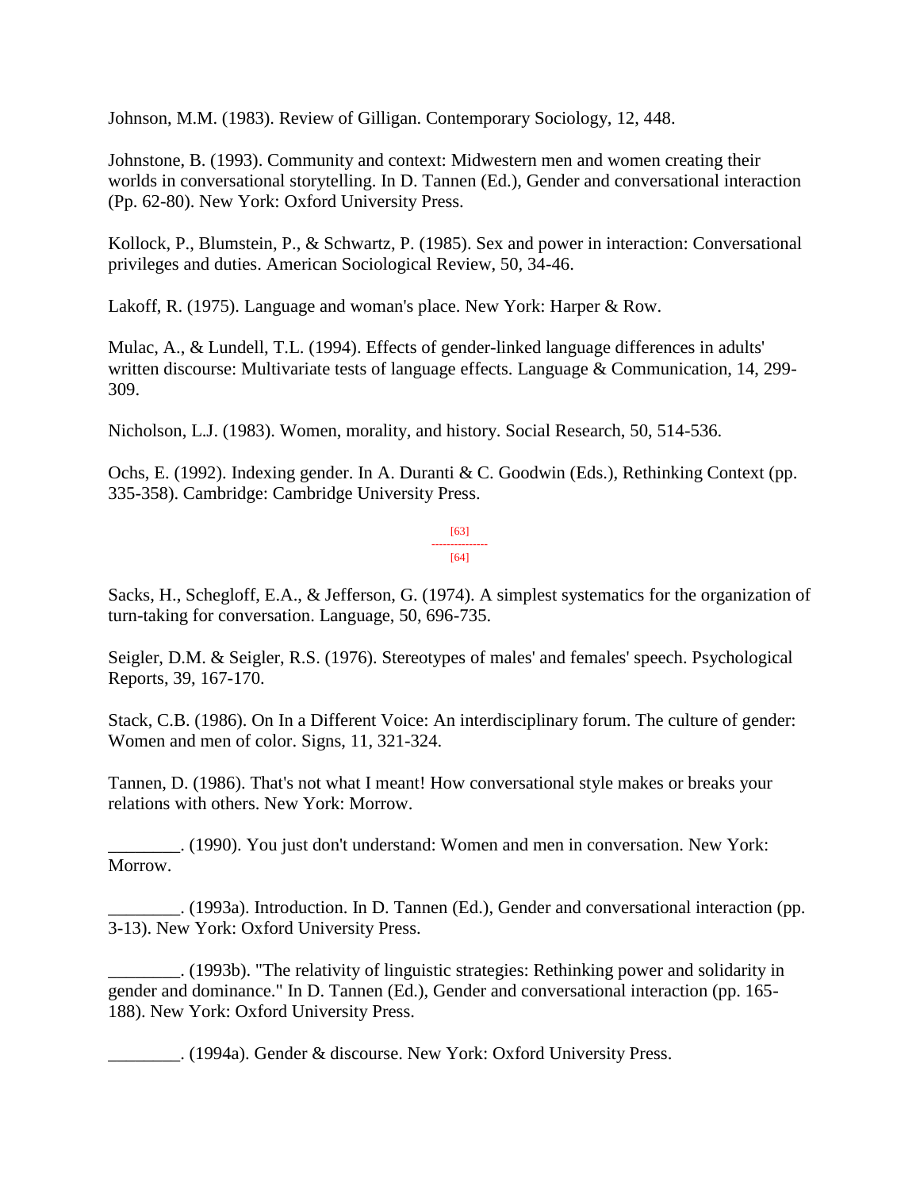Johnson, M.M. (1983). Review of Gilligan. Contemporary Sociology, 12, 448.

Johnstone, B. (1993). Community and context: Midwestern men and women creating their worlds in conversational storytelling. In D. Tannen (Ed.), Gender and conversational interaction (Pp. 62-80). New York: Oxford University Press.

Kollock, P., Blumstein, P., & Schwartz, P. (1985). Sex and power in interaction: Conversational privileges and duties. American Sociological Review, 50, 34-46.

Lakoff, R. (1975). Language and woman's place. New York: Harper & Row.

Mulac, A., & Lundell, T.L. (1994). Effects of gender-linked language differences in adults' written discourse: Multivariate tests of language effects. Language & Communication, 14, 299-309.

Nicholson, L.J. (1983). Women, morality, and history. Social Research, 50, 514-536.

Ochs, E. (1992). Indexing gender. In A. Duranti & C. Goodwin (Eds.), Rethinking Context (pp. 335-358). Cambridge: Cambridge University Press.

Sacks, H., Schegloff, E.A., & Jefferson, G. (1974). A simplest systematics for the organization of turn-taking for conversation. Language, 50, 696-735.

Seigler, D.M. & Seigler, R.S. (1976). Stereotypes of males' and females' speech. Psychological Reports, 39, 167-170.

Stack, C.B. (1986). On In a Different Voice: An interdisciplinary forum. The culture of gender: Women and men of color. Signs, 11, 321-324.

Tannen, D. (1986). That's not what I meant! How conversational style makes or breaks your relations with others. New York: Morrow.

________. (1990). You just don't understand: Women and men in conversation. New York: Morrow.

________. (1993a). Introduction. In D. Tannen (Ed.), Gender and conversational interaction (pp. 3-13). New York: Oxford University Press.

________. (1993b). "The relativity of linguistic strategies: Rethinking power and solidarity in gender and dominance." In D. Tannen (Ed.), Gender and conversational interaction (pp. 165-188). New York: Oxford University Press.

________. (1994a). Gender & discourse. New York: Oxford University Press.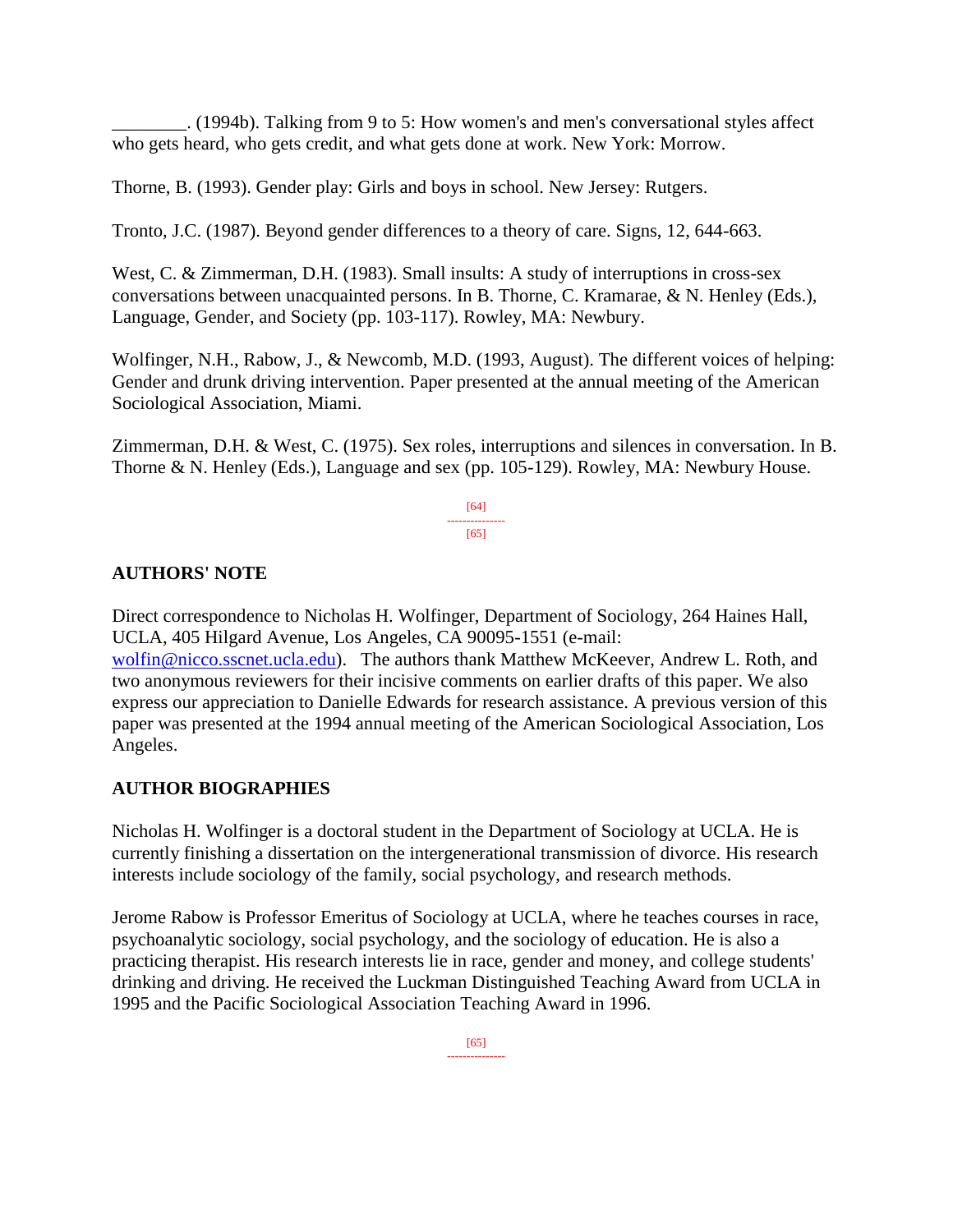________. (1994b). Talking from 9 to 5: How women's and men's conversational styles affect who gets heard, who gets credit, and what gets done at work. New York: Morrow.

Thorne, B. (1993). Gender play: Girls and boys in school. New Jersey: Rutgers.

Tronto, J.C. (1987). Beyond gender differences to a theory of care. Signs, 12, 644-663.

West, C. & Zimmerman, D.H. (1983). Small insults: A study of interruptions in cross-sex conversations between unacquainted persons. In B. Thorne, C. Kramarae, & N. Henley (Eds.), Language, Gender, and Society (pp. 103-117). Rowley, MA: Newbury.

Wolfinger, N.H., Rabow, J., & Newcomb, M.D. (1993, August). The different voices of helping: Gender and drunk driving intervention. Paper presented at the annual meeting of the American Sociological Association, Miami.

Zimmerman, D.H. & West, C. (1975). Sex roles, interruptions and silences in conversation. In B. Thorne & N. Henley (Eds.), Language and sex (pp. 105-129). Rowley, MA: Newbury House.

## AUTHORS' NOTE

Direct correspondence to Nicholas H. Wolfinger, Department of Sociology, 264 Haines Hall, UCLA, 405 Hilgard Avenue, Los Angeles, CA 90095-1551 (e-mail: wolfin@nicco.sscnet.ucla.edu). The authors thank Matthew McKeever, Andrew L. Roth, and two anonymous reviewers for their incisive comments on earlier drafts of this paper. We also express our appreciation to Danielle Edwards for research assistance. A previous version of this paper was presented at the 1994 annual meeting of the American Sociological Association, Los Angeles.

## AUTHOR BIOGRAPHIES

Nicholas H. Wolfinger is a doctoral student in the Department of Sociology at UCLA. He is currently finishing a dissertation on the intergenerational transmission of divorce. His research interests include sociology of the family, social psychology, and research methods.

Jerome Rabow is Professor Emeritus of Sociology at UCLA, where he teaches courses in race, psychoanalytic sociology, social psychology, and the sociology of education. He is also a practicing therapist. His research interests lie in race, gender and money, and college students' drinking and driving. He received the Luckman Distinguished Teaching Award from UCLA in 1995 and the Pacific Sociological Association Teaching Award in 1996.